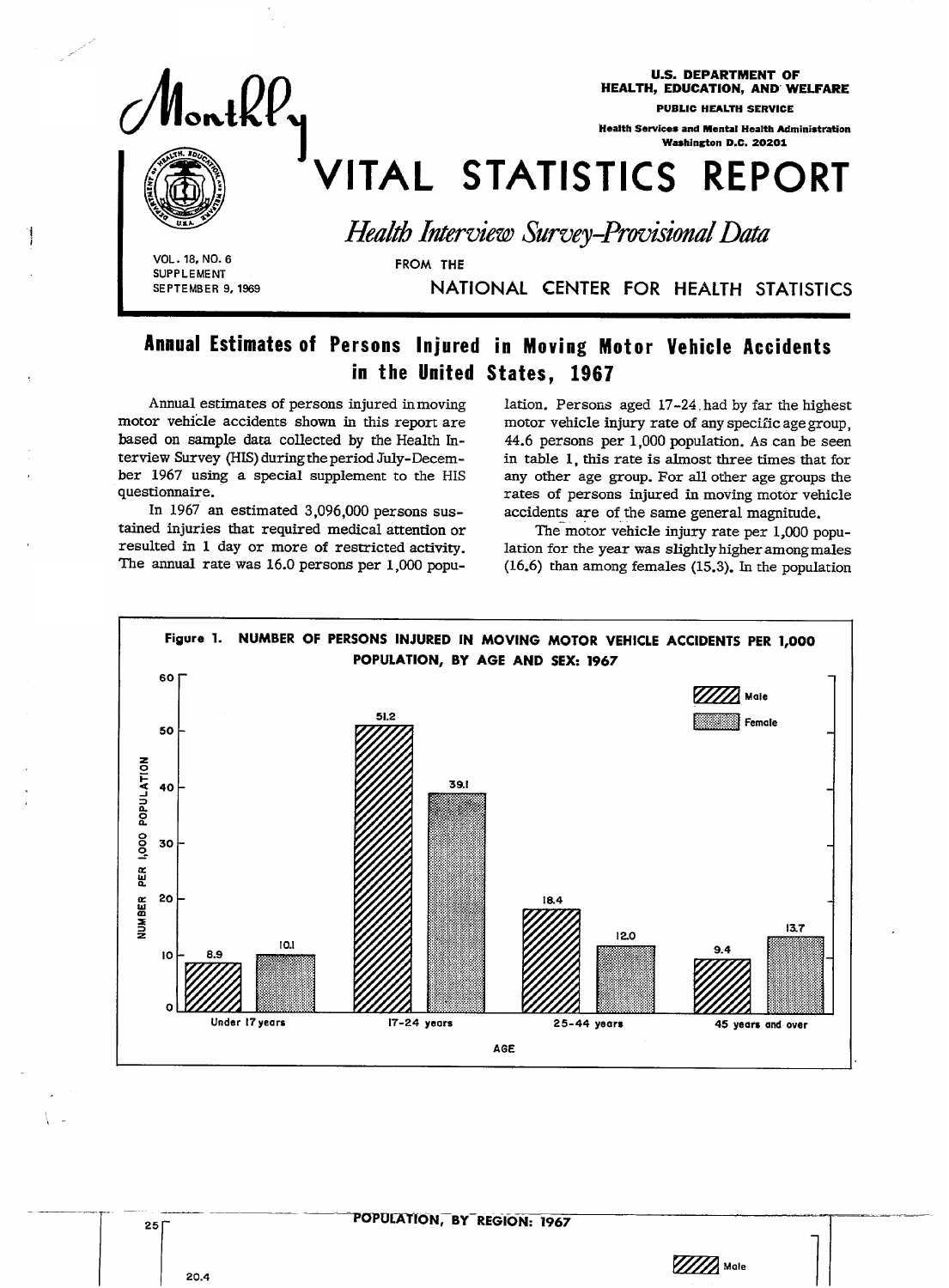U.S. DEPARTMENT OF HEALTH, EDUCATION, AND WELFARE
PUBLIC HEALTH SERVICE
Health Services and Mental Health Administration
Washington D.C. 20201

# Monthly VITAL STATISTICS REPORT

*Health Interview Survey-Provisional Data*

VOL. 18, NO. 6
SUPPLEMENT
SEPTEMBER 9, 1969

FROM THE NATIONAL CENTER FOR HEALTH STATISTICS

## Annual Estimates of Persons Injured in Moving Motor Vehicle Accidents in the United States, 1967

Annual estimates of persons injured in moving motor vehicle accidents shown in this report are based on sample data collected by the Health Interview Survey (HIS) during the period July-December 1967 using a special supplement to the HIS questionnaire.

In 1967 an estimated 3,096,000 persons sustained injuries that required medical attention or resulted in 1 day or more of restricted activity. The annual rate was 16.0 persons per 1,000 population. Persons aged 17-24 had by far the highest motor vehicle injury rate of any specific age group, 44.6 persons per 1,000 population. As can be seen in table 1, this rate is almost three times that for any other age group. For all other age groups the rates of persons injured in moving motor vehicle accidents are of the same general magnitude.

The motor vehicle injury rate per 1,000 population for the year was slightly higher among males (16.6) than among females (15.3). In the population

Figure 1. NUMBER OF PERSONS INJURED IN MOVING MOTOR VEHICLE ACCIDENTS PER 1,000 POPULATION, BY AGE AND SEX: 1967

| Age | Male | Female |
|---|---|---|
| Under 17 years | 8.9 | 10.1 |
| 17-24 years | 51.2 | 39.1 |
| 25-44 years | 18.4 | 12.0 |
| 45 years and over | 9.4 | 13.7 |

POPULATION, BY REGION: 1967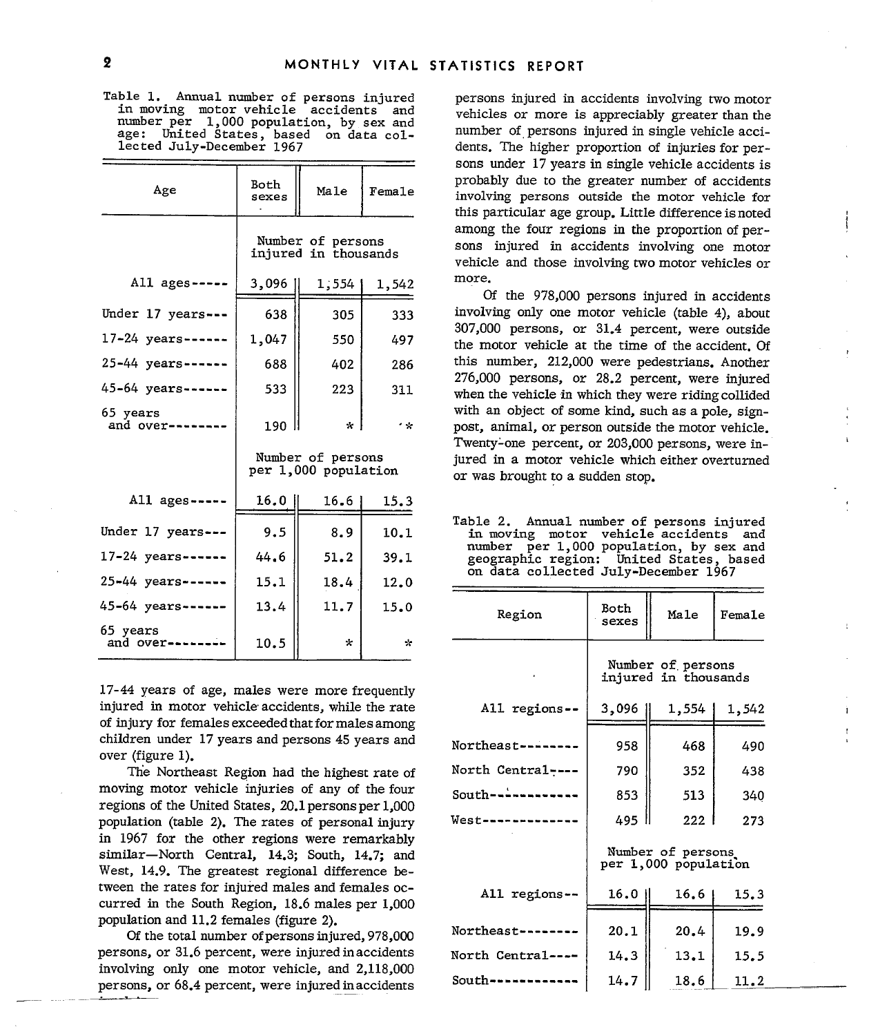Table 1. Annual number of persons injured in moving motor vehicle accidents and number per 1,000 population, by sex and age: United States, based on data collected July-December 1967

| Age | Both sexes | Male | Female |
|---|---|---|---|
| | Number of persons injured in thousands | | |
| All ages----- | 3,096 | 1,554 | 1,542 |
| Under 17 years--- | 638 | 305 | 333 |
| 17-24 years------ | 1,047 | 550 | 497 |
| 25-44 years------ | 688 | 402 | 286 |
| 45-64 years------ | 533 | 223 | 311 |
| 65 years and over-------- | 190 | * | * |
| | Number of persons per 1,000 population | | |
| All ages----- | 16.0 | 16.6 | 15.3 |
| Under 17 years--- | 9.5 | 8.9 | 10.1 |
| 17-24 years------ | 44.6 | 51.2 | 39.1 |
| 25-44 years------ | 15.1 | 18.4 | 12.0 |
| 45-64 years------ | 13.4 | 11.7 | 15.0 |
| 65 years and over-------- | 10.5 | * | * |

17-44 years of age, males were more frequently injured in motor vehicle accidents, while the rate of injury for females exceeded that for males among children under 17 years and persons 45 years and over (figure 1).

The Northeast Region had the highest rate of moving motor vehicle injuries of any of the four regions of the United States, 20.1 persons per 1,000 population (table 2). The rates of personal injury in 1967 for the other regions were remarkably similar—North Central, 14.3; South, 14.7; and West, 14.9. The greatest regional difference between the rates for injured males and females occurred in the South Region, 18.6 males per 1,000 population and 11.2 females (figure 2).

Of the total number of persons injured, 978,000 persons, or 31.6 percent, were injured in accidents involving only one motor vehicle, and 2,118,000 persons, or 68.4 percent, were injured in accidents involving two motor vehicles or more. The number of persons injured in accidents involving two motor vehicles or more is appreciably greater than the number of persons injured in single vehicle accidents. The higher proportion of injuries for persons under 17 years in single vehicle accidents is probably due to the greater number of accidents involving persons outside the motor vehicle for this particular age group. Little difference is noted among the four regions in the proportion of persons injured in accidents involving one motor vehicle and those involving two motor vehicles or more.

Of the 978,000 persons injured in accidents involving only one motor vehicle (table 4), about 307,000 persons, or 31.4 percent, were outside the motor vehicle at the time of the accident. Of this number, 212,000 were pedestrians. Another 276,000 persons, or 28.2 percent, were injured when the vehicle in which they were riding collided with an object of some kind, such as a pole, signpost, animal, or person outside the motor vehicle. Twenty-one percent, or 203,000 persons, were injured in a motor vehicle which either overturned or was brought to a sudden stop.

Table 2. Annual number of persons injured in moving motor vehicle accidents and number per 1,000 population, by sex and geographic region: United States, based on data collected July-December 1967

| Region | Both sexes | Male | Female |
|---|---|---|---|
| | Number of persons injured in thousands | | |
| All regions-- | 3,096 | 1,554 | 1,542 |
| Northeast-------- | 958 | 468 | 490 |
| North Central---- | 790 | 352 | 438 |
| South------------ | 853 | 513 | 340 |
| West------------- | 495 | 222 | 273 |
| | Number of persons per 1,000 population | | |
| All regions-- | 16.0 | 16.6 | 15.3 |
| Northeast-------- | 20.1 | 20.4 | 19.9 |
| North Central---- | 14.3 | 13.1 | 15.5 |
| South------------ | 14.7 | 18.6 | 11.2 |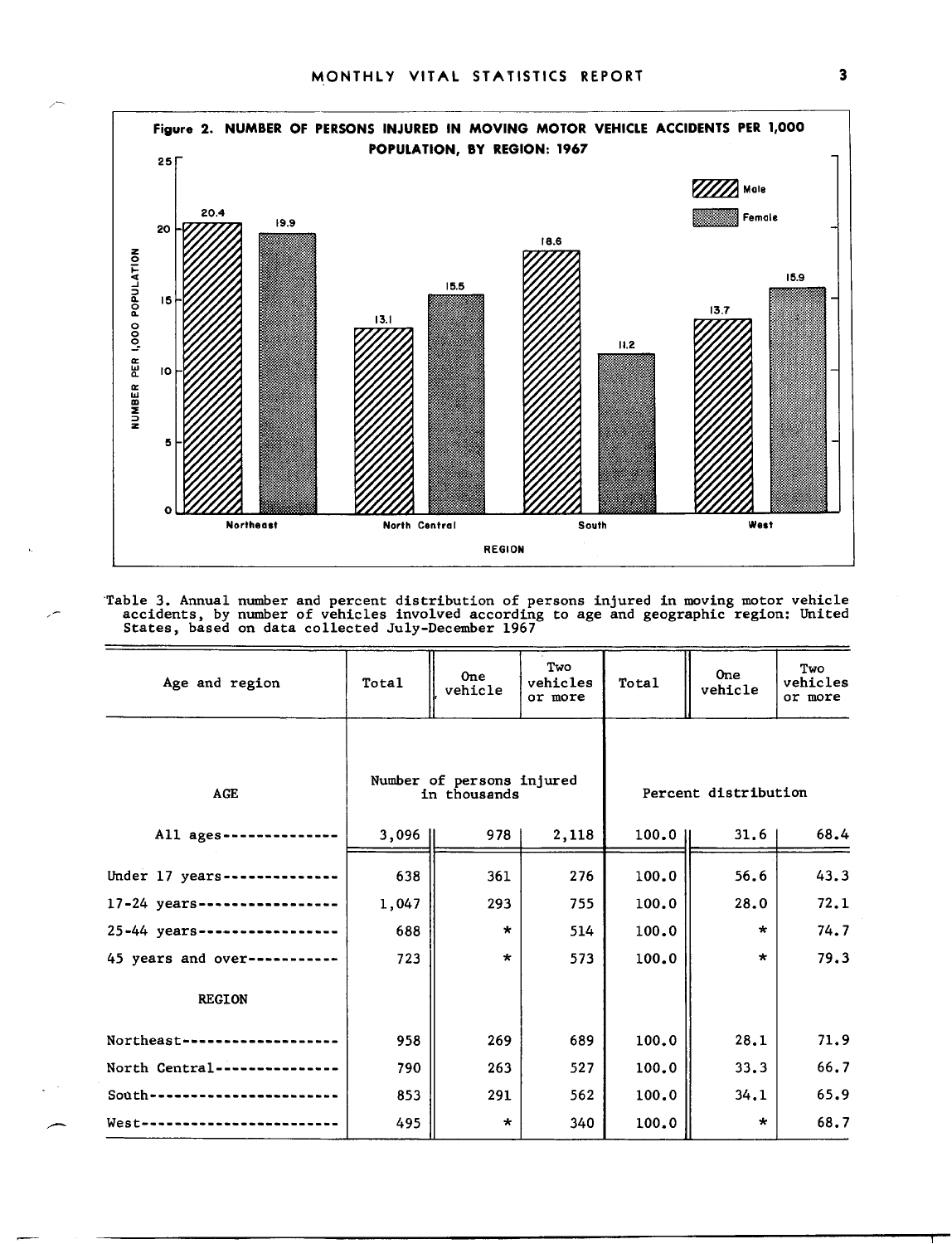**Figure 2. NUMBER OF PERSONS INJURED IN MOVING MOTOR VEHICLE ACCIDENTS PER 1,000 POPULATION, BY REGION: 1967**

| Region | Male | Female |
|---|---|---|
| Northeast | 20.4 | 19.9 |
| North Central | 13.1 | 15.5 |
| South | 18.6 | 11.2 |
| West | 13.7 | 15.9 |

Table 3. Annual number and percent distribution of persons injured in moving motor vehicle accidents, by number of vehicles involved according to age and geographic region: United States, based on data collected July-December 1967

| Age and region | Total | One vehicle | Two vehicles or more | Total | One vehicle | Two vehicles or more |
|---|---|---|---|---|---|---|
| | Number of persons injured in thousands | | | Percent distribution | | |
| AGE | | | | | | |
| All ages | 3,096 | 978 | 2,118 | 100.0 | 31.6 | 68.4 |
| Under 17 years | 638 | 361 | 276 | 100.0 | 56.6 | 43.3 |
| 17-24 years | 1,047 | 293 | 755 | 100.0 | 28.0 | 72.1 |
| 25-44 years | 688 | * | 514 | 100.0 | * | 74.7 |
| 45 years and over | 723 | * | 573 | 100.0 | * | 79.3 |
| REGION | | | | | | |
| Northeast | 958 | 269 | 689 | 100.0 | 28.1 | 71.9 |
| North Central | 790 | 263 | 527 | 100.0 | 33.3 | 66.7 |
| South | 853 | 291 | 562 | 100.0 | 34.1 | 65.9 |
| West | 495 | * | 340 | 100.0 | * | 68.7 |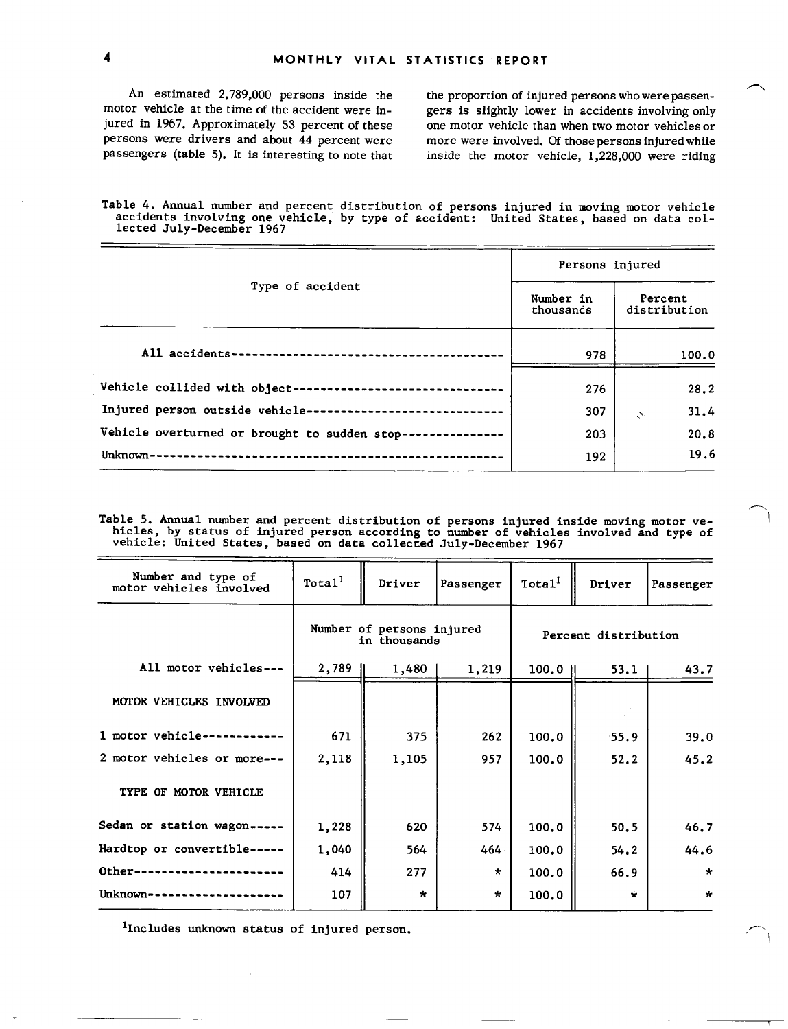An estimated 2,789,000 persons inside the motor vehicle at the time of the accident were injured in 1967. Approximately 53 percent of these persons were drivers and about 44 percent were passengers (table 5). It is interesting to note that the proportion of injured persons who were passengers is slightly lower in accidents involving only one motor vehicle than when two motor vehicles or more were involved. Of those persons injured while inside the motor vehicle, 1,228,000 were riding

Table 4. Annual number and percent distribution of persons injured in moving motor vehicle accidents involving one vehicle, by type of accident: United States, based on data collected July-December 1967

| Type of accident | Persons injured | |
|---|---|---|
| | Number in thousands | Percent distribution |
| All accidents | 978 | 100.0 |
| Vehicle collided with object | 276 | 28.2 |
| Injured person outside vehicle | 307 | 31.4 |
| Vehicle overturned or brought to sudden stop | 203 | 20.8 |
| Unknown | 192 | 19.6 |

Table 5. Annual number and percent distribution of persons injured inside moving motor vehicles, by status of injured person according to number of vehicles involved and type of vehicle: United States, based on data collected July-December 1967

| Number and type of motor vehicles involved | Total[1] | Driver | Passenger | Total[1] | Driver | Passenger |
|---|---|---|---|---|---|---|
| | Number of persons injured in thousands | | | Percent distribution | | |
| All motor vehicles | 2,789 | 1,480 | 1,219 | 100.0 | 53.1 | 43.7 |
| MOTOR VEHICLES INVOLVED | | | | | | |
| 1 motor vehicle | 671 | 375 | 262 | 100.0 | 55.9 | 39.0 |
| 2 motor vehicles or more | 2,118 | 1,105 | 957 | 100.0 | 52.2 | 45.2 |
| TYPE OF MOTOR VEHICLE | | | | | | |
| Sedan or station wagon | 1,228 | 620 | 574 | 100.0 | 50.5 | 46.7 |
| Hardtop or convertible | 1,040 | 564 | 464 | 100.0 | 54.2 | 44.6 |
| Other | 414 | 277 | * | 100.0 | 66.9 | * |
| Unknown | 107 | * | * | 100.0 | * | * |

[1]Includes unknown status of injured person.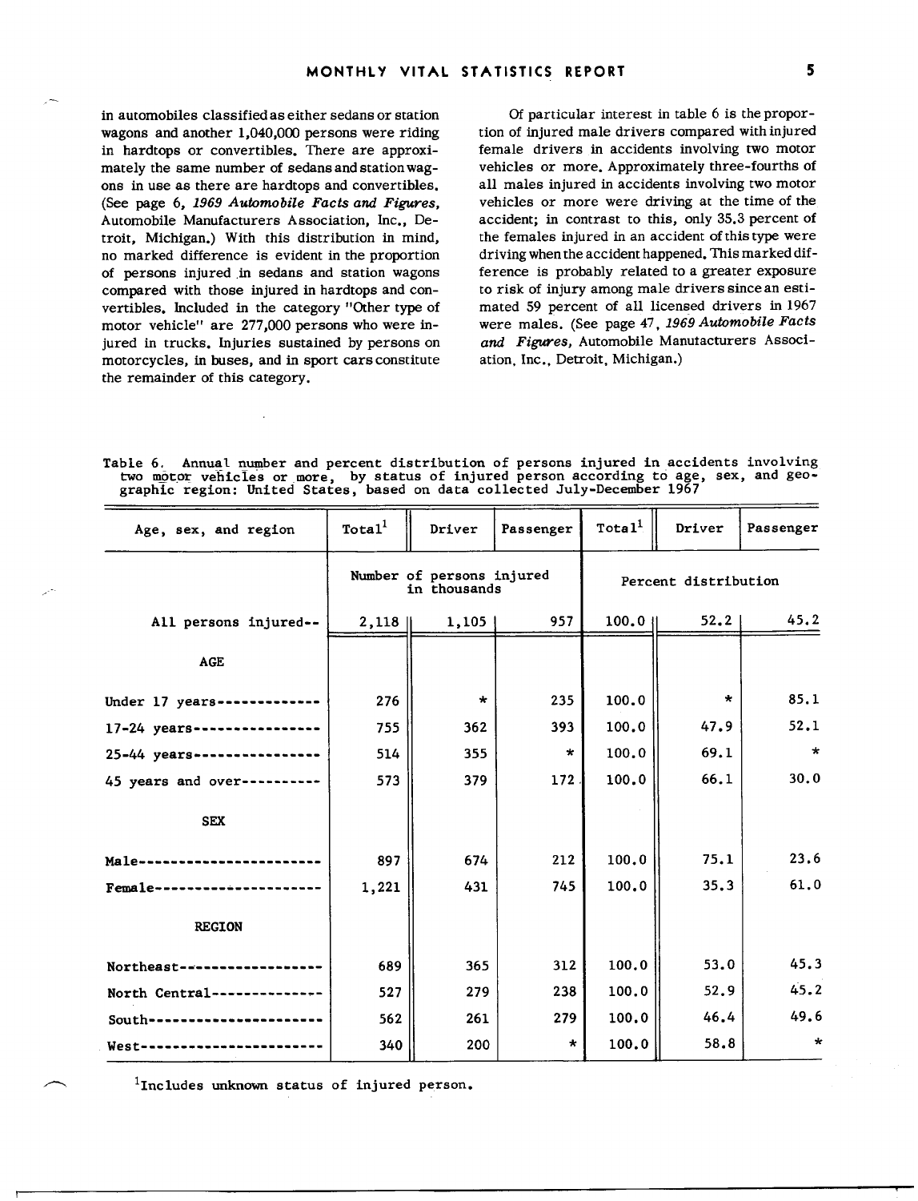in automobiles classified as either sedans or station wagons and another 1,040,000 persons were riding in hardtops or convertibles. There are approximately the same number of sedans and station wagons in use as there are hardtops and convertibles. (See page 6, *1969 Automobile Facts and Figures*, Automobile Manufacturers Association, Inc., Detroit, Michigan.) With this distribution in mind, no marked difference is evident in the proportion of persons injured in sedans and station wagons compared with those injured in hardtops and convertibles. Included in the category "Other type of motor vehicle" are 277,000 persons who were injured in trucks. Injuries sustained by persons on motorcycles, in buses, and in sport cars constitute the remainder of this category.

Of particular interest in table 6 is the proportion of injured male drivers compared with injured female drivers in accidents involving two motor vehicles or more. Approximately three-fourths of all males injured in accidents involving two motor vehicles or more were driving at the time of the accident; in contrast to this, only 35.3 percent of the females injured in an accident of this type were driving when the accident happened. This marked difference is probably related to a greater exposure to risk of injury among male drivers since an estimated 59 percent of all licensed drivers in 1967 were males. (See page 47, *1969 Automobile Facts and Figures*, Automobile Manufacturers Association, Inc., Detroit, Michigan.)

Table 6. Annual number and percent distribution of persons injured in accidents involving two motor vehicles or more, by status of injured person according to age, sex, and geographic region: United States, based on data collected July-December 1967

| Age, sex, and region | Total[1] | Driver | Passenger | Total[1] | Driver | Passenger |
|---|---|---|---|---|---|---|
| | Number of persons injured in thousands | | | Percent distribution | | |
| All persons injured-- | 2,118 | 1,105 | 957 | 100.0 | 52.2 | 45.2 |
| **AGE** | | | | | | |
| Under 17 years | 276 | * | 235 | 100.0 | * | 85.1 |
| 17-24 years | 755 | 362 | 393 | 100.0 | 47.9 | 52.1 |
| 25-44 years | 514 | 355 | * | 100.0 | 69.1 | * |
| 45 years and over | 573 | 379 | 172 | 100.0 | 66.1 | 30.0 |
| **SEX** | | | | | | |
| Male | 897 | 674 | 212 | 100.0 | 75.1 | 23.6 |
| Female | 1,221 | 431 | 745 | 100.0 | 35.3 | 61.0 |
| **REGION** | | | | | | |
| Northeast | 689 | 365 | 312 | 100.0 | 53.0 | 45.3 |
| North Central | 527 | 279 | 238 | 100.0 | 52.9 | 45.2 |
| South | 562 | 261 | 279 | 100.0 | 46.4 | 49.6 |
| West | 340 | 200 | * | 100.0 | 58.8 | * |

[1]Includes unknown status of injured person.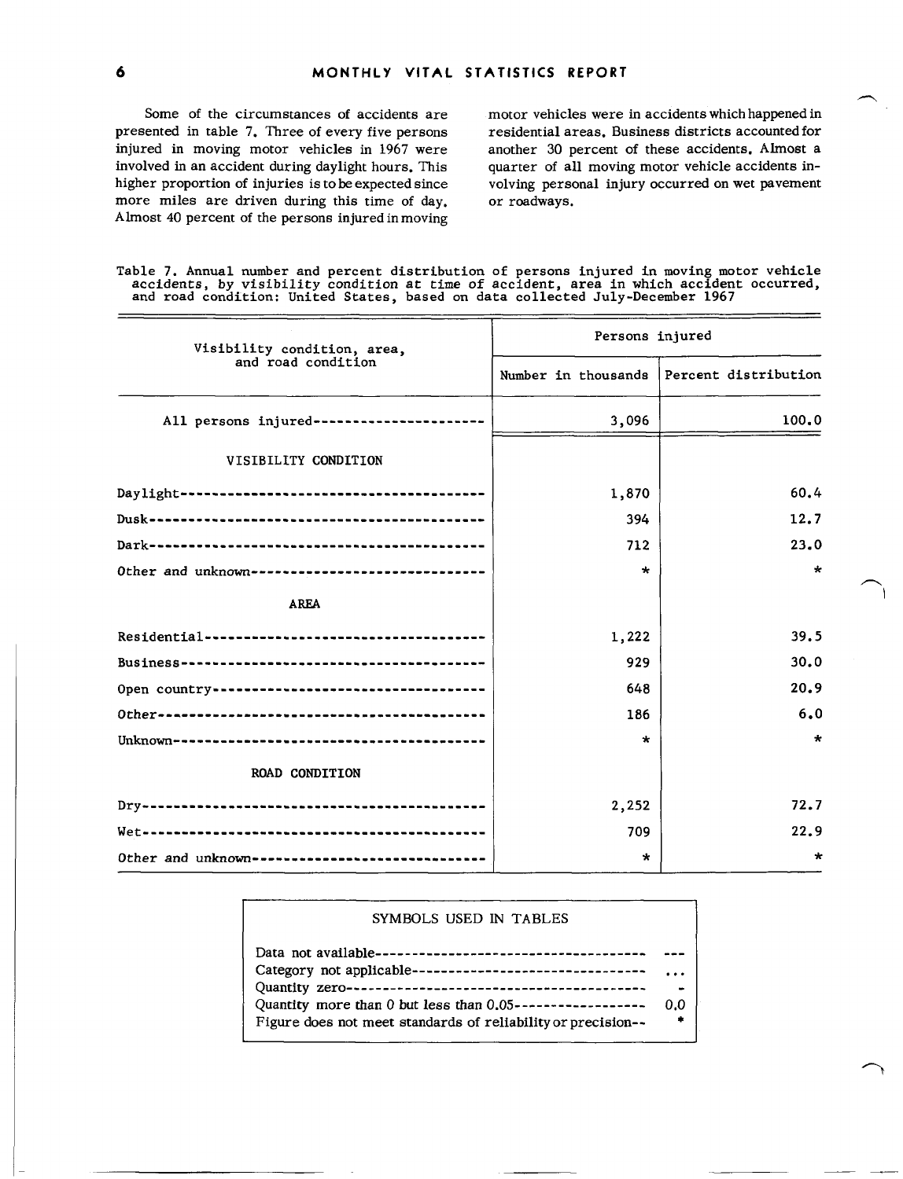Some of the circumstances of accidents are presented in table 7. Three of every five persons injured in moving motor vehicles in 1967 were involved in an accident during daylight hours. This higher proportion of injuries is to be expected since more miles are driven during this time of day. Almost 40 percent of the persons injured in moving motor vehicles were in accidents which happened in residential areas. Business districts accounted for another 30 percent of these accidents. Almost a quarter of all moving motor vehicle accidents involving personal injury occurred on wet pavement or roadways.

Table 7. Annual number and percent distribution of persons injured in moving motor vehicle accidents, by visibility condition at time of accident, area in which accident occurred, and road condition: United States, based on data collected July-December 1967

| Visibility condition, area, and road condition | Persons injured | |
|---|---|---|
| | Number in thousands | Percent distribution |
| All persons injured | 3,096 | 100.0 |
| VISIBILITY CONDITION | | |
| Daylight | 1,870 | 60.4 |
| Dusk | 394 | 12.7 |
| Dark | 712 | 23.0 |
| Other and unknown | * | * |
| AREA | | |
| Residential | 1,222 | 39.5 |
| Business | 929 | 30.0 |
| Open country | 648 | 20.9 |
| Other | 186 | 6.0 |
| Unknown | * | * |
| ROAD CONDITION | | |
| Dry | 2,252 | 72.7 |
| Wet | 709 | 22.9 |
| Other and unknown | * | * |

SYMBOLS USED IN TABLES

| | |
|---|---|
| Data not available | --- |
| Category not applicable | ... |
| Quantity zero | - |
| Quantity more than 0 but less than 0.05 | 0.0 |
| Figure does not meet standards of reliability or precision | * |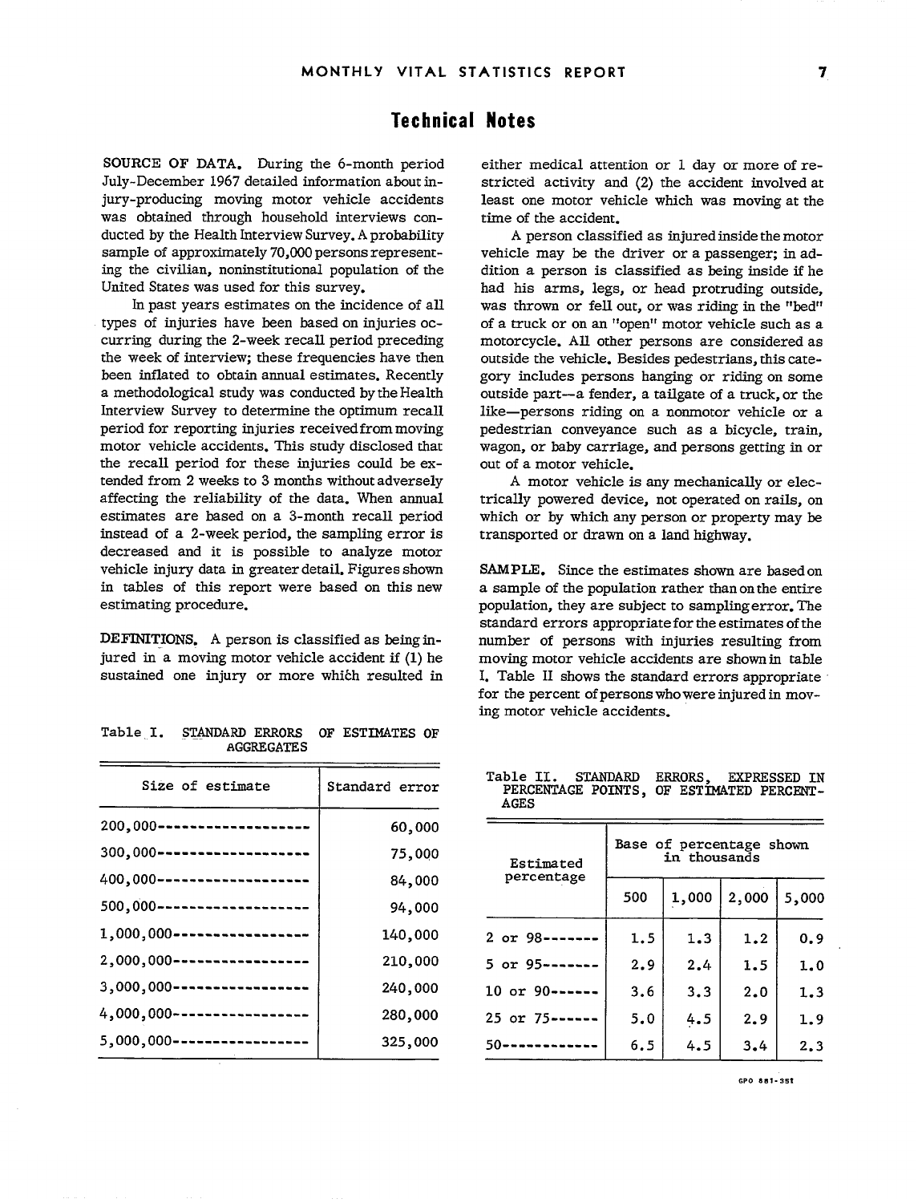# Technical Notes

**SOURCE OF DATA.** During the 6-month period July-December 1967 detailed information about injury-producing moving motor vehicle accidents was obtained through household interviews conducted by the Health Interview Survey. A probability sample of approximately 70,000 persons representing the civilian, noninstitutional population of the United States was used for this survey.

In past years estimates on the incidence of all types of injuries have been based on injuries occurring during the 2-week recall period preceding the week of interview; these frequencies have then been inflated to obtain annual estimates. Recently a methodological study was conducted by the Health Interview Survey to determine the optimum recall period for reporting injuries received from moving motor vehicle accidents. This study disclosed that the recall period for these injuries could be extended from 2 weeks to 3 months without adversely affecting the reliability of the data. When annual estimates are based on a 3-month recall period instead of a 2-week period, the sampling error is decreased and it is possible to analyze motor vehicle injury data in greater detail. Figures shown in tables of this report were based on this new estimating procedure.

**DEFINITIONS.** A person is classified as being injured in a moving motor vehicle accident if (1) he sustained one injury or more which resulted in either medical attention or 1 day or more of restricted activity and (2) the accident involved at least one motor vehicle which was moving at the time of the accident.

A person classified as injured inside the motor vehicle may be the driver or a passenger; in addition a person is classified as being inside if he had his arms, legs, or head protruding outside, was thrown or fell out, or was riding in the "bed" of a truck or on an "open" motor vehicle such as a motorcycle. All other persons are considered as outside the vehicle. Besides pedestrians, this category includes persons hanging or riding on some outside part—a fender, a tailgate of a truck, or the like—persons riding on a nonmotor vehicle or a pedestrian conveyance such as a bicycle, train, wagon, or baby carriage, and persons getting in or out of a motor vehicle.

A motor vehicle is any mechanically or electrically powered device, not operated on rails, on which or by which any person or property may be transported or drawn on a land highway.

**SAMPLE.** Since the estimates shown are based on a sample of the population rather than on the entire population, they are subject to sampling error. The standard errors appropriate for the estimates of the number of persons with injuries resulting from moving motor vehicle accidents are shown in table I. Table II shows the standard errors appropriate for the percent of persons who were injured in moving motor vehicle accidents.

Table I. STANDARD ERRORS OF ESTIMATES OF AGGREGATES

| Size of estimate | Standard error |
|---|---|
| 200,000 | 60,000 |
| 300,000 | 75,000 |
| 400,000 | 84,000 |
| 500,000 | 94,000 |
| 1,000,000 | 140,000 |
| 2,000,000 | 210,000 |
| 3,000,000 | 240,000 |
| 4,000,000 | 280,000 |
| 5,000,000 | 325,000 |

Table II. STANDARD ERRORS, EXPRESSED IN PERCENTAGE POINTS, OF ESTIMATED PERCENTAGES

| Estimated percentage | Base of percentage shown in thousands | | | |
|---|---|---|---|---|
| | 500 | 1,000 | 2,000 | 5,000 |
| 2 or 98 | 1.5 | 1.3 | 1.2 | 0.9 |
| 5 or 95 | 2.9 | 2.4 | 1.5 | 1.0 |
| 10 or 90 | 3.6 | 3.3 | 2.0 | 1.3 |
| 25 or 75 | 5.0 | 4.5 | 2.9 | 1.9 |
| 50 | 6.5 | 4.5 | 3.4 | 2.3 |